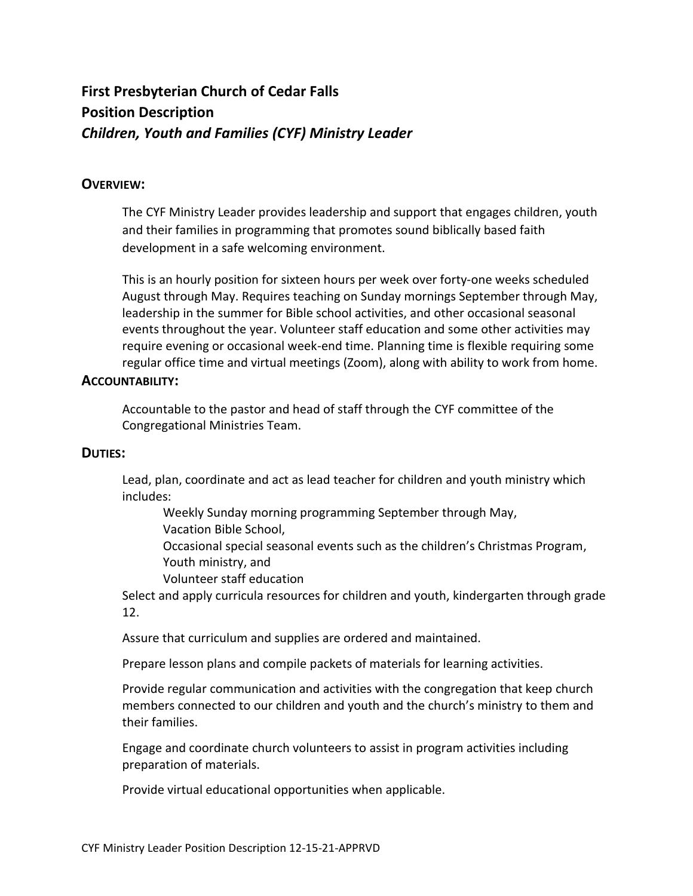# First Presbyterian Church of Cedar Falls

## Position Description

## *Children, Youth and Families (CYF) Ministry Leader*

### OVERVIEW:

The CYF Ministry Leader provides leadership and support that engages children, youth and their families in programming that promotes sound biblically based faith development in a safe welcoming environment.

This is an hourly position for sixteen hours per week over forty-one weeks scheduled August through May. Requires teaching on Sunday mornings September through May, leadership in the summer for Bible school activities, and other occasional seasonal events throughout the year. Volunteer staff education and some other activities may require evening or occasional week-end time. Planning time is flexible requiring some regular office time and virtual meetings (Zoom), along with ability to work from home.

### ACCOUNTABILITY:

Accountable to the pastor and head of staff through the CYF committee of the Congregational Ministries Team.

### DUTIES:

Lead, plan, coordinate and act as lead teacher for children and youth ministry which includes:

- Weekly Sunday morning programming September through May,
- Vacation Bible School,
- Occasional special seasonal events such as the children's Christmas Program,
- Youth ministry, and
- Volunteer staff education

Select and apply curricula resources for children and youth, kindergarten through grade 12.

Assure that curriculum and supplies are ordered and maintained.

Prepare lesson plans and compile packets of materials for learning activities.

Provide regular communication and activities with the congregation that keep church members connected to our children and youth and the church's ministry to them and their families.

Engage and coordinate church volunteers to assist in program activities including preparation of materials.

Provide virtual educational opportunities when applicable.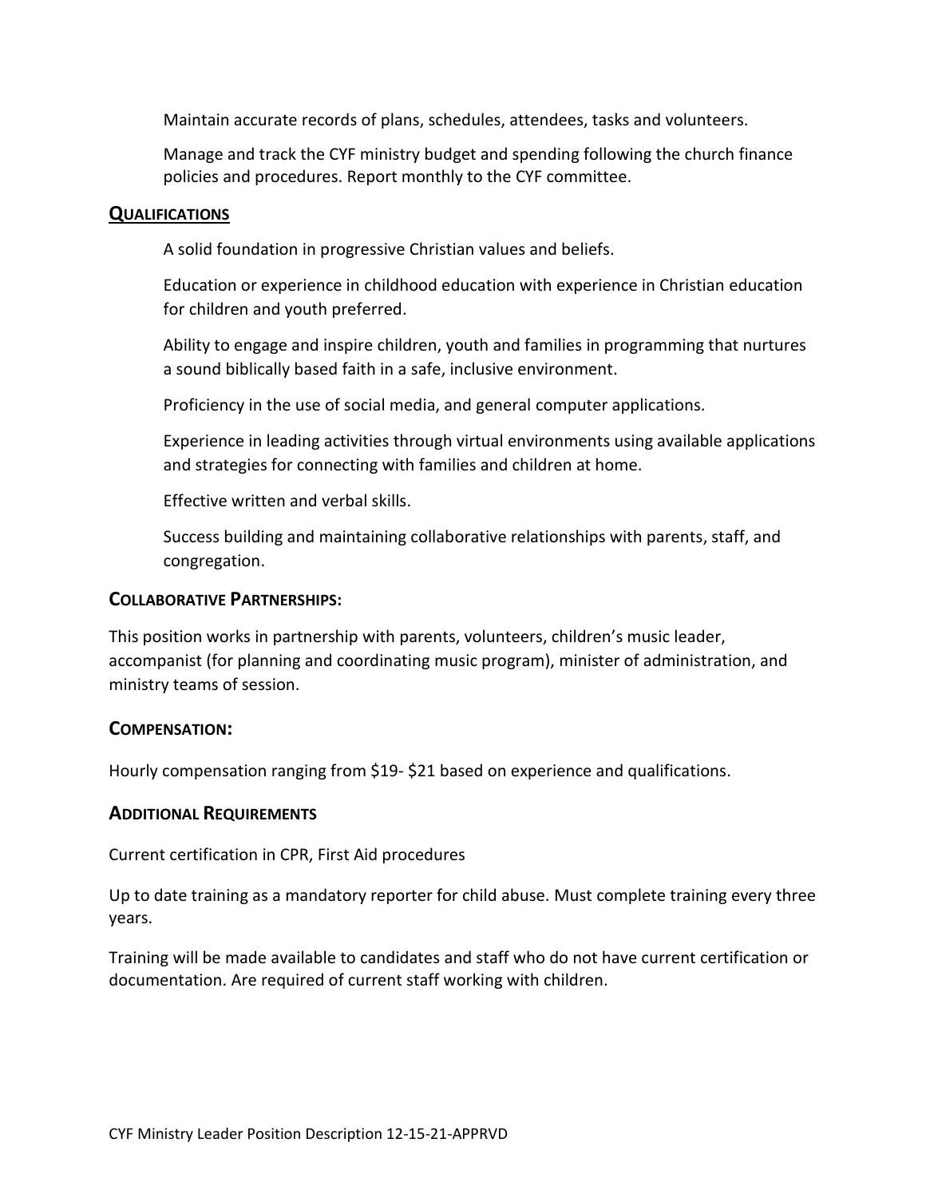Maintain accurate records of plans, schedules, attendees, tasks and volunteers.

Manage and track the CYF ministry budget and spending following the church finance policies and procedures. Report monthly to the CYF committee.

## QUALIFICATIONS

A solid foundation in progressive Christian values and beliefs.

Education or experience in childhood education with experience in Christian education for children and youth preferred.

Ability to engage and inspire children, youth and families in programming that nurtures a sound biblically based faith in a safe, inclusive environment.

Proficiency in the use of social media, and general computer applications.

Experience in leading activities through virtual environments using available applications and strategies for connecting with families and children at home.

Effective written and verbal skills.

Success building and maintaining collaborative relationships with parents, staff, and congregation.

## COLLABORATIVE PARTNERSHIPS:

This position works in partnership with parents, volunteers, children's music leader, accompanist (for planning and coordinating music program), minister of administration, and ministry teams of session.

## COMPENSATION:

Hourly compensation ranging from $19- $21 based on experience and qualifications.

## ADDITIONAL REQUIREMENTS

Current certification in CPR, First Aid procedures

Up to date training as a mandatory reporter for child abuse. Must complete training every three years.

Training will be made available to candidates and staff who do not have current certification or documentation. Are required of current staff working with children.